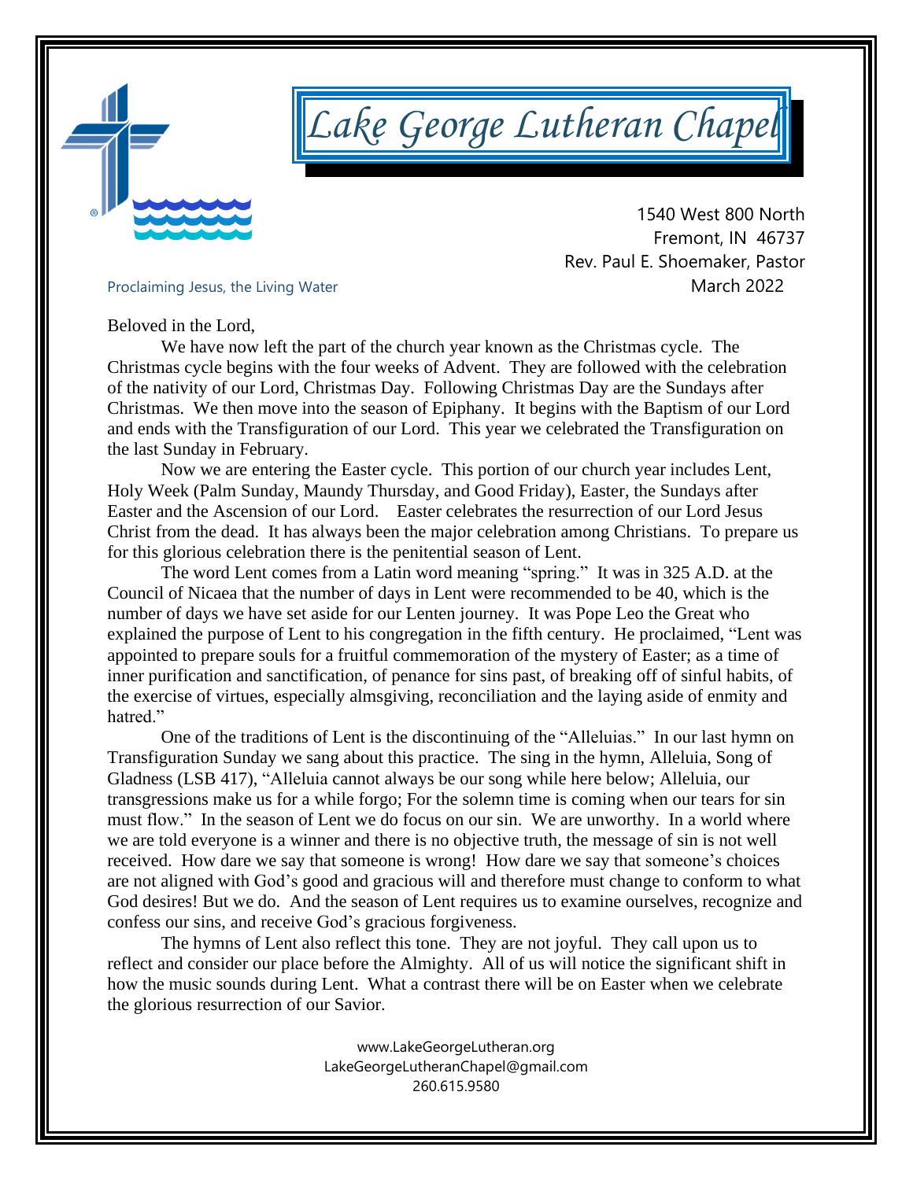# Lake George Lutheran Chapel

1540 West 800 North
Fremont, IN 46737
Rev. Paul E. Shoemaker, Pastor
March 2022

Proclaiming Jesus, the Living Water

Beloved in the Lord,

We have now left the part of the church year known as the Christmas cycle. The Christmas cycle begins with the four weeks of Advent. They are followed with the celebration of the nativity of our Lord, Christmas Day. Following Christmas Day are the Sundays after Christmas. We then move into the season of Epiphany. It begins with the Baptism of our Lord and ends with the Transfiguration of our Lord. This year we celebrated the Transfiguration on the last Sunday in February.

Now we are entering the Easter cycle. This portion of our church year includes Lent, Holy Week (Palm Sunday, Maundy Thursday, and Good Friday), Easter, the Sundays after Easter and the Ascension of our Lord. Easter celebrates the resurrection of our Lord Jesus Christ from the dead. It has always been the major celebration among Christians. To prepare us for this glorious celebration there is the penitential season of Lent.

The word Lent comes from a Latin word meaning "spring." It was in 325 A.D. at the Council of Nicaea that the number of days in Lent were recommended to be 40, which is the number of days we have set aside for our Lenten journey. It was Pope Leo the Great who explained the purpose of Lent to his congregation in the fifth century. He proclaimed, "Lent was appointed to prepare souls for a fruitful commemoration of the mystery of Easter; as a time of inner purification and sanctification, of penance for sins past, of breaking off of sinful habits, of the exercise of virtues, especially almsgiving, reconciliation and the laying aside of enmity and hatred."

One of the traditions of Lent is the discontinuing of the "Alleluias." In our last hymn on Transfiguration Sunday we sang about this practice. The sing in the hymn, Alleluia, Song of Gladness (LSB 417), "Alleluia cannot always be our song while here below; Alleluia, our transgressions make us for a while forgo; For the solemn time is coming when our tears for sin must flow." In the season of Lent we do focus on our sin. We are unworthy. In a world where we are told everyone is a winner and there is no objective truth, the message of sin is not well received. How dare we say that someone is wrong! How dare we say that someone's choices are not aligned with God's good and gracious will and therefore must change to conform to what God desires! But we do. And the season of Lent requires us to examine ourselves, recognize and confess our sins, and receive God's gracious forgiveness.

The hymns of Lent also reflect this tone. They are not joyful. They call upon us to reflect and consider our place before the Almighty. All of us will notice the significant shift in how the music sounds during Lent. What a contrast there will be on Easter when we celebrate the glorious resurrection of our Savior.

www.LakeGeorgeLutheran.org
LakeGeorgeLutheranChapel@gmail.com
260.615.9580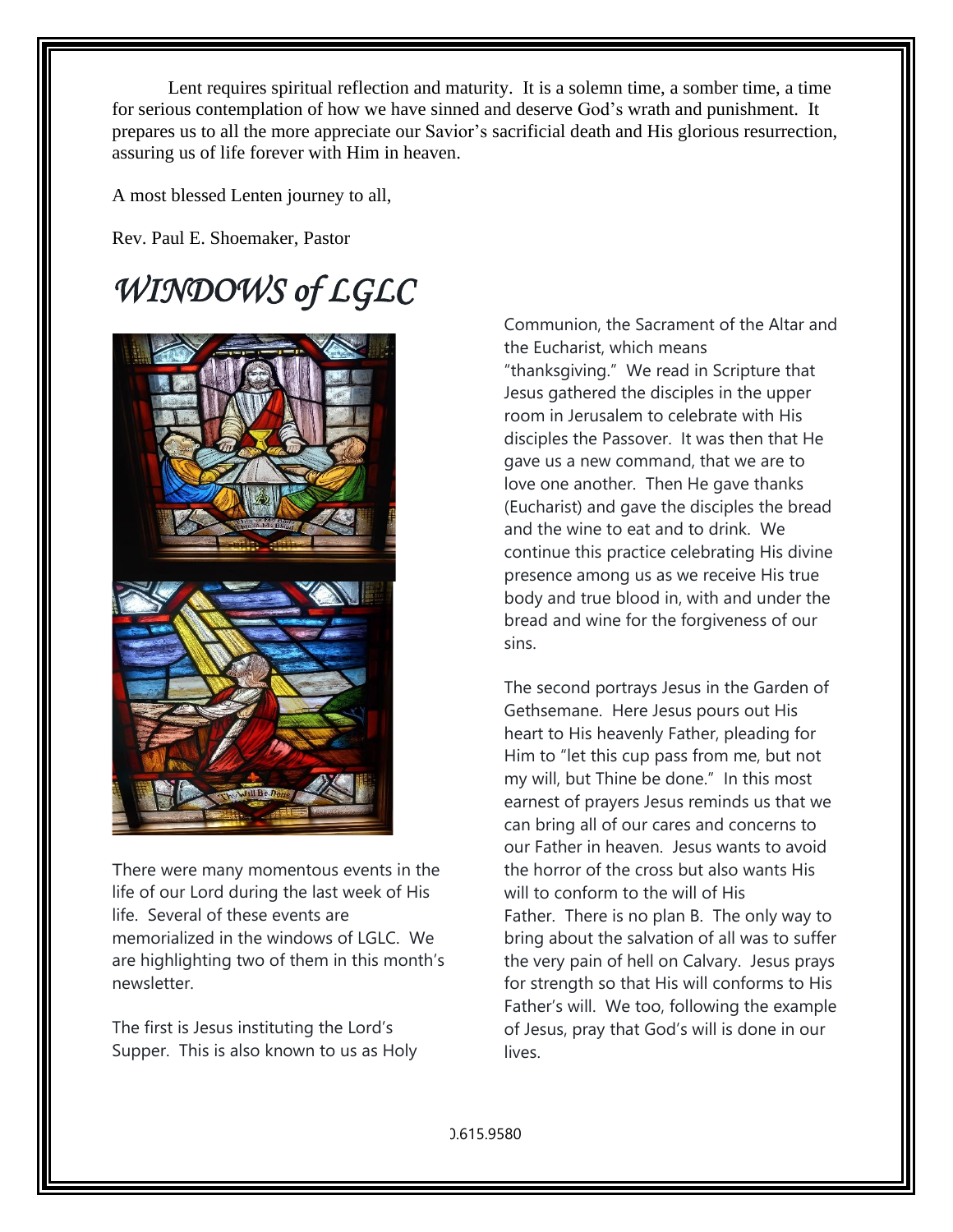Lent requires spiritual reflection and maturity. It is a solemn time, a somber time, a time for serious contemplation of how we have sinned and deserve God's wrath and punishment. It prepares us to all the more appreciate our Savior's sacrificial death and His glorious resurrection, assuring us of life forever with Him in heaven.

A most blessed Lenten journey to all,

Rev. Paul E. Shoemaker, Pastor

# *WINDOWS of LGLC*

There were many momentous events in the life of our Lord during the last week of His life. Several of these events are memorialized in the windows of LGLC. We are highlighting two of them in this month's newsletter.

The first is Jesus instituting the Lord's Supper. This is also known to us as Holy Communion, the Sacrament of the Altar and the Eucharist, which means "thanksgiving." We read in Scripture that Jesus gathered the disciples in the upper room in Jerusalem to celebrate with His disciples the Passover. It was then that He gave us a new command, that we are to love one another. Then He gave thanks (Eucharist) and gave the disciples the bread and the wine to eat and to drink. We continue this practice celebrating His divine presence among us as we receive His true body and true blood in, with and under the bread and wine for the forgiveness of our sins.

The second portrays Jesus in the Garden of Gethsemane. Here Jesus pours out His heart to His heavenly Father, pleading for Him to "let this cup pass from me, but not my will, but Thine be done." In this most earnest of prayers Jesus reminds us that we can bring all of our cares and concerns to our Father in heaven. Jesus wants to avoid the horror of the cross but also wants His will to conform to the will of His Father. There is no plan B. The only way to bring about the salvation of all was to suffer the very pain of hell on Calvary. Jesus prays for strength so that His will conforms to His Father's will. We too, following the example of Jesus, pray that God's will is done in our lives.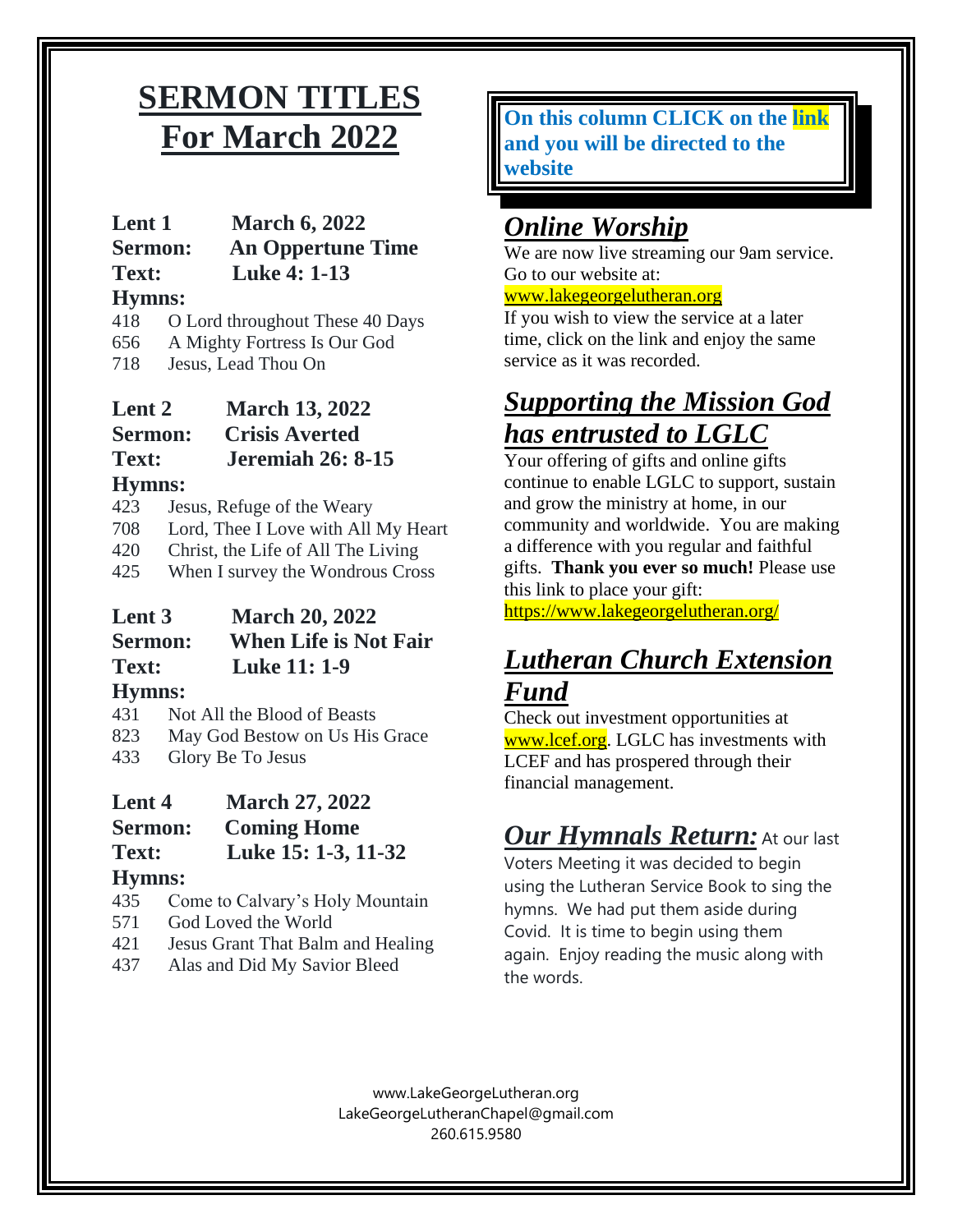# SERMON TITLES For March 2022

**Lent 1** **March 6, 2022**
**Sermon:** **An Oppertune Time**
**Text:** **Luke 4: 1-13**

**Hymns:**

418 O Lord throughout These 40 Days
656 A Mighty Fortress Is Our God
718 Jesus, Lead Thou On

**Lent 2** **March 13, 2022**
**Sermon:** **Crisis Averted**
**Text:** **Jeremiah 26: 8-15**

**Hymns:**

423 Jesus, Refuge of the Weary
708 Lord, Thee I Love with All My Heart
420 Christ, the Life of All The Living
425 When I survey the Wondrous Cross

**Lent 3** **March 20, 2022**
**Sermon:** **When Life is Not Fair**
**Text:** **Luke 11: 1-9**

**Hymns:**

431 Not All the Blood of Beasts
823 May God Bestow on Us His Grace
433 Glory Be To Jesus

**Lent 4** **March 27, 2022**
**Sermon:** **Coming Home**
**Text:** **Luke 15: 1-3, 11-32**

**Hymns:**

435 Come to Calvary's Holy Mountain
571 God Loved the World
421 Jesus Grant That Balm and Healing
437 Alas and Did My Savior Bleed

**On this column CLICK on the link and you will be directed to the website**

## *Online Worship*

We are now live streaming our 9am service. Go to our website at:
www.lakegeorgelutheran.org
If you wish to view the service at a later time, click on the link and enjoy the same service as it was recorded.

## *Supporting the Mission God has entrusted to LGLC*

Your offering of gifts and online gifts continue to enable LGLC to support, sustain and grow the ministry at home, in our community and worldwide. You are making a difference with you regular and faithful gifts. **Thank you ever so much!** Please use this link to place your gift:
https://www.lakegeorgelutheran.org/

## *Lutheran Church Extension Fund*

Check out investment opportunities at www.lcef.org. LGLC has investments with LCEF and has prospered through their financial management.

***Our Hymnals Return:*** At our last Voters Meeting it was decided to begin using the Lutheran Service Book to sing the hymns. We had put them aside during Covid. It is time to begin using them again. Enjoy reading the music along with the words.

www.LakeGeorgeLutheran.org
LakeGeorgeLutheranChapel@gmail.com
260.615.9580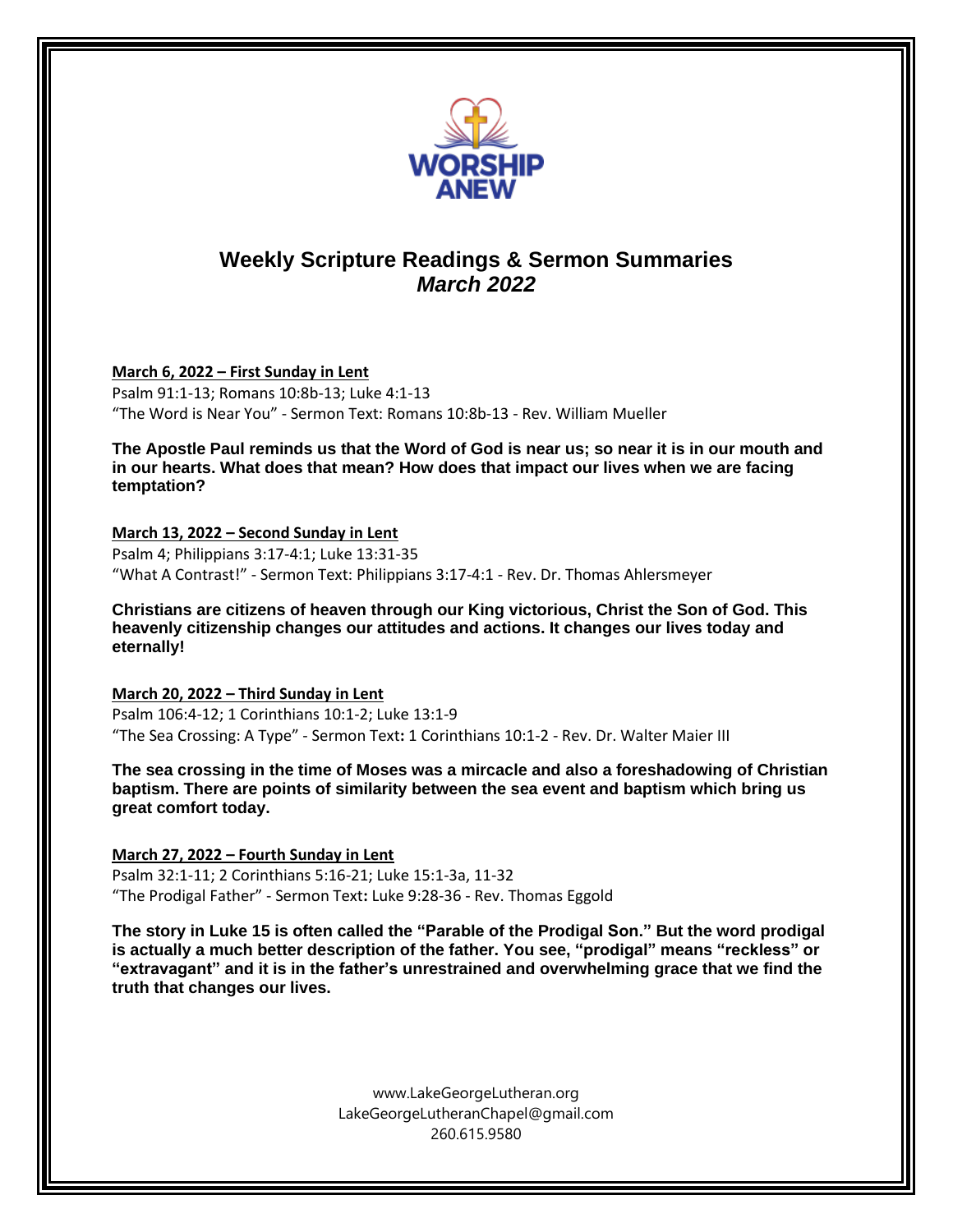WORSHIP ANEW

# Weekly Scripture Readings & Sermon Summaries

## *March 2022*

**March 6, 2022 – First Sunday in Lent**

Psalm 91:1-13; Romans 10:8b-13; Luke 4:1-13

"The Word is Near You" - Sermon Text: Romans 10:8b-13 - Rev. William Mueller

**The Apostle Paul reminds us that the Word of God is near us; so near it is in our mouth and in our hearts. What does that mean? How does that impact our lives when we are facing temptation?**

**March 13, 2022 – Second Sunday in Lent**

Psalm 4; Philippians 3:17-4:1; Luke 13:31-35

"What A Contrast!" - Sermon Text: Philippians 3:17-4:1 - Rev. Dr. Thomas Ahlersmeyer

**Christians are citizens of heaven through our King victorious, Christ the Son of God. This heavenly citizenship changes our attitudes and actions. It changes our lives today and eternally!**

**March 20, 2022 – Third Sunday in Lent**

Psalm 106:4-12; 1 Corinthians 10:1-2; Luke 13:1-9

"The Sea Crossing: A Type" - Sermon Text: 1 Corinthians 10:1-2 - Rev. Dr. Walter Maier III

**The sea crossing in the time of Moses was a mircacle and also a foreshadowing of Christian baptism. There are points of similarity between the sea event and baptism which bring us great comfort today.**

**March 27, 2022 – Fourth Sunday in Lent**

Psalm 32:1-11; 2 Corinthians 5:16-21; Luke 15:1-3a, 11-32

"The Prodigal Father" - Sermon Text: Luke 9:28-36 - Rev. Thomas Eggold

**The story in Luke 15 is often called the "Parable of the Prodigal Son." But the word prodigal is actually a much better description of the father. You see, "prodigal" means "reckless" or "extravagant" and it is in the father's unrestrained and overwhelming grace that we find the truth that changes our lives.**

www.LakeGeorgeLutheran.org
LakeGeorgeLutheranChapel@gmail.com
260.615.9580